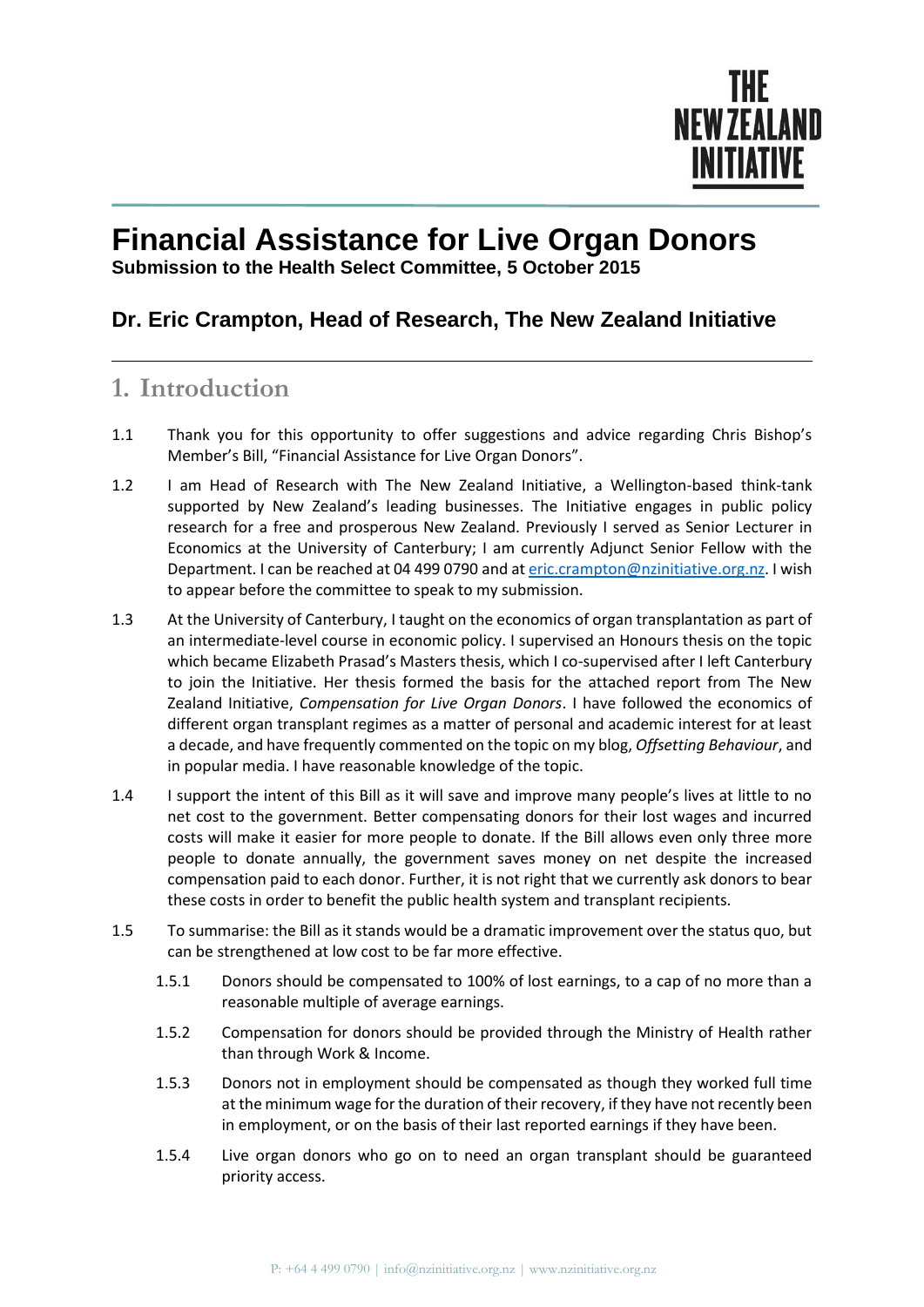# Financial Assistance for Live Organ Donors

**Submission to the Health Select Committee, 5 October 2015**

### Dr. Eric Crampton, Head of Research, The New Zealand Initiative

## 1. Introduction

1.1 Thank you for this opportunity to offer suggestions and advice regarding Chris Bishop's Member's Bill, "Financial Assistance for Live Organ Donors".

1.2 I am Head of Research with The New Zealand Initiative, a Wellington-based think-tank supported by New Zealand's leading businesses. The Initiative engages in public policy research for a free and prosperous New Zealand. Previously I served as Senior Lecturer in Economics at the University of Canterbury; I am currently Adjunct Senior Fellow with the Department. I can be reached at 04 499 0790 and at eric.crampton@nzinitiative.org.nz. I wish to appear before the committee to speak to my submission.

1.3 At the University of Canterbury, I taught on the economics of organ transplantation as part of an intermediate-level course in economic policy. I supervised an Honours thesis on the topic which became Elizabeth Prasad's Masters thesis, which I co-supervised after I left Canterbury to join the Initiative. Her thesis formed the basis for the attached report from The New Zealand Initiative, *Compensation for Live Organ Donors*. I have followed the economics of different organ transplant regimes as a matter of personal and academic interest for at least a decade, and have frequently commented on the topic on my blog, *Offsetting Behaviour*, and in popular media. I have reasonable knowledge of the topic.

1.4 I support the intent of this Bill as it will save and improve many people's lives at little to no net cost to the government. Better compensating donors for their lost wages and incurred costs will make it easier for more people to donate. If the Bill allows even only three more people to donate annually, the government saves money on net despite the increased compensation paid to each donor. Further, it is not right that we currently ask donors to bear these costs in order to benefit the public health system and transplant recipients.

1.5 To summarise: the Bill as it stands would be a dramatic improvement over the status quo, but can be strengthened at low cost to be far more effective.

- 1.5.1 Donors should be compensated to 100% of lost earnings, to a cap of no more than a reasonable multiple of average earnings.
- 1.5.2 Compensation for donors should be provided through the Ministry of Health rather than through Work & Income.
- 1.5.3 Donors not in employment should be compensated as though they worked full time at the minimum wage for the duration of their recovery, if they have not recently been in employment, or on the basis of their last reported earnings if they have been.
- 1.5.4 Live organ donors who go on to need an organ transplant should be guaranteed priority access.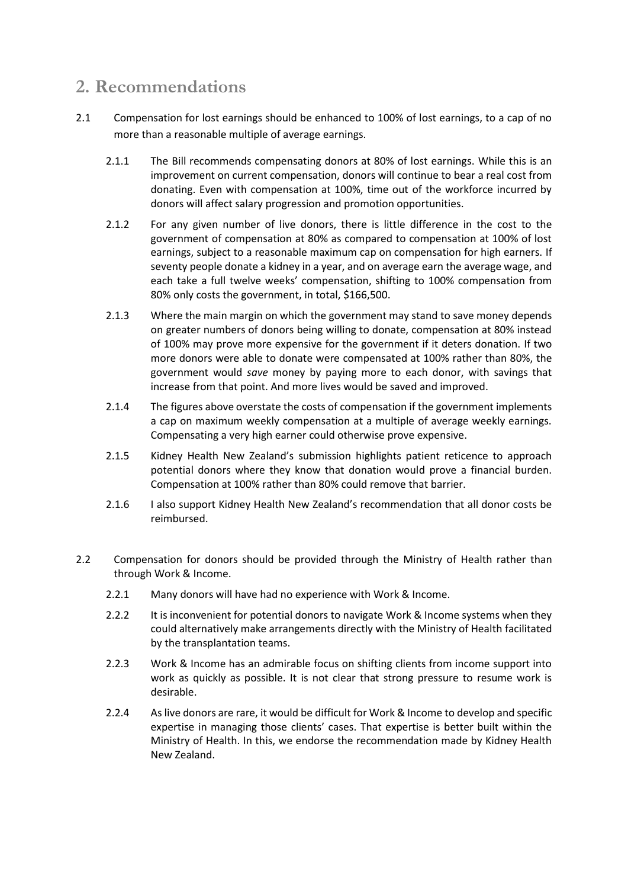## 2. Recommendations

2.1 Compensation for lost earnings should be enhanced to 100% of lost earnings, to a cap of no more than a reasonable multiple of average earnings.

2.1.1 The Bill recommends compensating donors at 80% of lost earnings. While this is an improvement on current compensation, donors will continue to bear a real cost from donating. Even with compensation at 100%, time out of the workforce incurred by donors will affect salary progression and promotion opportunities.

2.1.2 For any given number of live donors, there is little difference in the cost to the government of compensation at 80% as compared to compensation at 100% of lost earnings, subject to a reasonable maximum cap on compensation for high earners. If seventy people donate a kidney in a year, and on average earn the average wage, and each take a full twelve weeks' compensation, shifting to 100% compensation from 80% only costs the government, in total, $166,500.

2.1.3 Where the main margin on which the government may stand to save money depends on greater numbers of donors being willing to donate, compensation at 80% instead of 100% may prove more expensive for the government if it deters donation. If two more donors were able to donate were compensated at 100% rather than 80%, the government would *save* money by paying more to each donor, with savings that increase from that point. And more lives would be saved and improved.

2.1.4 The figures above overstate the costs of compensation if the government implements a cap on maximum weekly compensation at a multiple of average weekly earnings. Compensating a very high earner could otherwise prove expensive.

2.1.5 Kidney Health New Zealand's submission highlights patient reticence to approach potential donors where they know that donation would prove a financial burden. Compensation at 100% rather than 80% could remove that barrier.

2.1.6 I also support Kidney Health New Zealand's recommendation that all donor costs be reimbursed.

2.2 Compensation for donors should be provided through the Ministry of Health rather than through Work & Income.

2.2.1 Many donors will have had no experience with Work & Income.

2.2.2 It is inconvenient for potential donors to navigate Work & Income systems when they could alternatively make arrangements directly with the Ministry of Health facilitated by the transplantation teams.

2.2.3 Work & Income has an admirable focus on shifting clients from income support into work as quickly as possible. It is not clear that strong pressure to resume work is desirable.

2.2.4 As live donors are rare, it would be difficult for Work & Income to develop and specific expertise in managing those clients' cases. That expertise is better built within the Ministry of Health. In this, we endorse the recommendation made by Kidney Health New Zealand.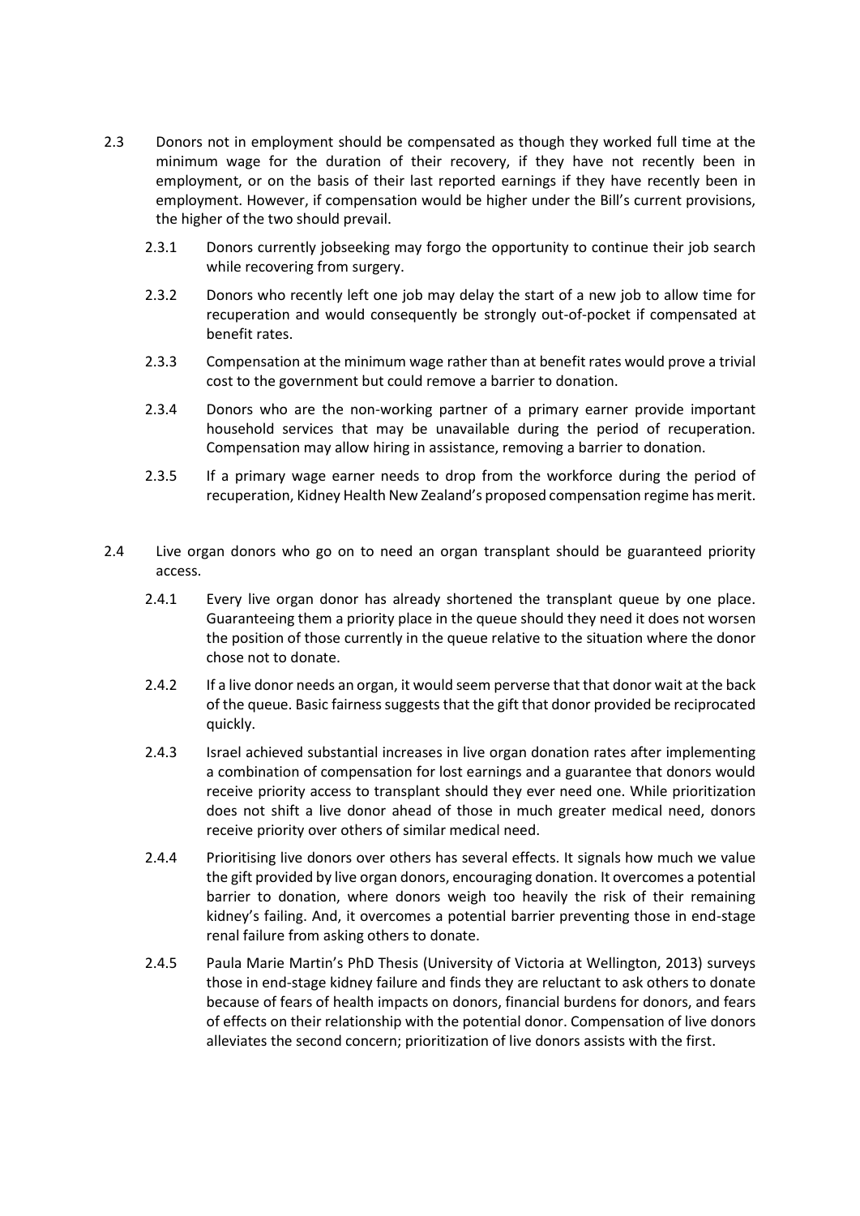2.3 Donors not in employment should be compensated as though they worked full time at the minimum wage for the duration of their recovery, if they have not recently been in employment, or on the basis of their last reported earnings if they have recently been in employment. However, if compensation would be higher under the Bill's current provisions, the higher of the two should prevail.

  2.3.1 Donors currently jobseeking may forgo the opportunity to continue their job search while recovering from surgery.

  2.3.2 Donors who recently left one job may delay the start of a new job to allow time for recuperation and would consequently be strongly out-of-pocket if compensated at benefit rates.

  2.3.3 Compensation at the minimum wage rather than at benefit rates would prove a trivial cost to the government but could remove a barrier to donation.

  2.3.4 Donors who are the non-working partner of a primary earner provide important household services that may be unavailable during the period of recuperation. Compensation may allow hiring in assistance, removing a barrier to donation.

  2.3.5 If a primary wage earner needs to drop from the workforce during the period of recuperation, Kidney Health New Zealand's proposed compensation regime has merit.

2.4 Live organ donors who go on to need an organ transplant should be guaranteed priority access.

  2.4.1 Every live organ donor has already shortened the transplant queue by one place. Guaranteeing them a priority place in the queue should they need it does not worsen the position of those currently in the queue relative to the situation where the donor chose not to donate.

  2.4.2 If a live donor needs an organ, it would seem perverse that that donor wait at the back of the queue. Basic fairness suggests that the gift that donor provided be reciprocated quickly.

  2.4.3 Israel achieved substantial increases in live organ donation rates after implementing a combination of compensation for lost earnings and a guarantee that donors would receive priority access to transplant should they ever need one. While prioritization does not shift a live donor ahead of those in much greater medical need, donors receive priority over others of similar medical need.

  2.4.4 Prioritising live donors over others has several effects. It signals how much we value the gift provided by live organ donors, encouraging donation. It overcomes a potential barrier to donation, where donors weigh too heavily the risk of their remaining kidney's failing. And, it overcomes a potential barrier preventing those in end-stage renal failure from asking others to donate.

  2.4.5 Paula Marie Martin's PhD Thesis (University of Victoria at Wellington, 2013) surveys those in end-stage kidney failure and finds they are reluctant to ask others to donate because of fears of health impacts on donors, financial burdens for donors, and fears of effects on their relationship with the potential donor. Compensation of live donors alleviates the second concern; prioritization of live donors assists with the first.